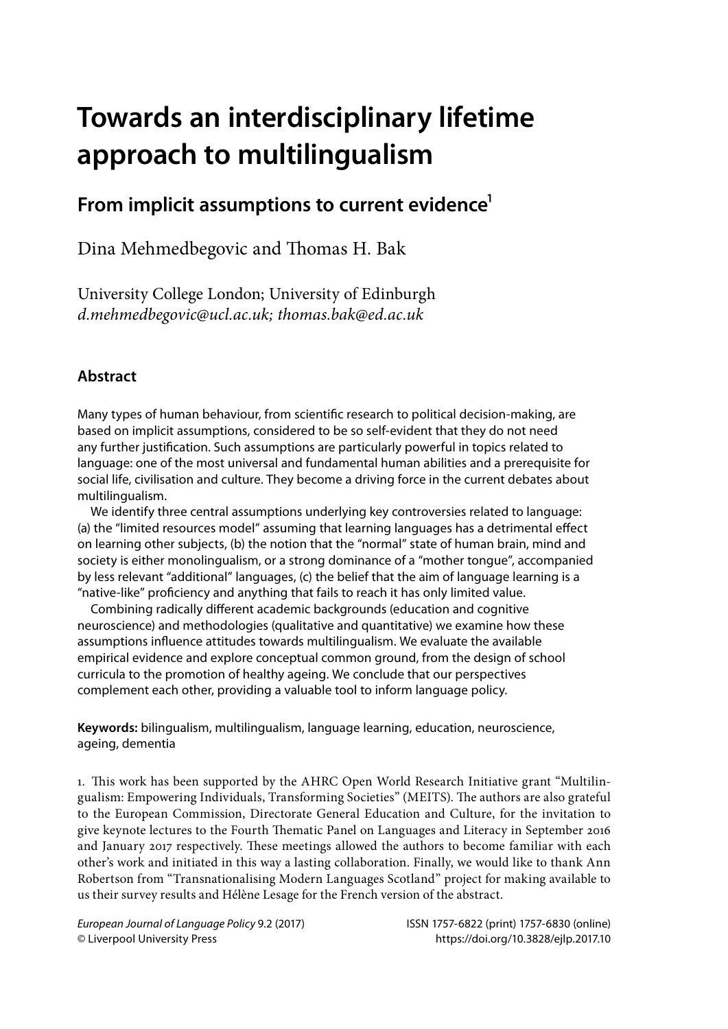# Towards an interdisciplinary lifetime approach to multilingualism

## From implicit assumptions to current evidence[1]

Dina Mehmedbegovic and Thomas H. Bak

University College London; University of Edinburgh
*d.mehmedbegovic@ucl.ac.uk; thomas.bak@ed.ac.uk*

### Abstract

Many types of human behaviour, from scientific research to political decision-making, are based on implicit assumptions, considered to be so self-evident that they do not need any further justification. Such assumptions are particularly powerful in topics related to language: one of the most universal and fundamental human abilities and a prerequisite for social life, civilisation and culture. They become a driving force in the current debates about multilingualism.

We identify three central assumptions underlying key controversies related to language: (a) the "limited resources model" assuming that learning languages has a detrimental effect on learning other subjects, (b) the notion that the "normal" state of human brain, mind and society is either monolingualism, or a strong dominance of a "mother tongue", accompanied by less relevant "additional" languages, (c) the belief that the aim of language learning is a "native-like" proficiency and anything that fails to reach it has only limited value.

Combining radically different academic backgrounds (education and cognitive neuroscience) and methodologies (qualitative and quantitative) we examine how these assumptions influence attitudes towards multilingualism. We evaluate the available empirical evidence and explore conceptual common ground, from the design of school curricula to the promotion of healthy ageing. We conclude that our perspectives complement each other, providing a valuable tool to inform language policy.

**Keywords:** bilingualism, multilingualism, language learning, education, neuroscience, ageing, dementia

1. This work has been supported by the AHRC Open World Research Initiative grant "Multilingualism: Empowering Individuals, Transforming Societies" (MEITS). The authors are also grateful to the European Commission, Directorate General Education and Culture, for the invitation to give keynote lectures to the Fourth Thematic Panel on Languages and Literacy in September 2016 and January 2017 respectively. These meetings allowed the authors to become familiar with each other's work and initiated in this way a lasting collaboration. Finally, we would like to thank Ann Robertson from "Transnationalising Modern Languages Scotland" project for making available to us their survey results and Hélène Lesage for the French version of the abstract.

*European Journal of Language Policy* 9.2 (2017)
© Liverpool University Press

ISSN 1757-6822 (print) 1757-6830 (online)
https://doi.org/10.3828/ejlp.2017.10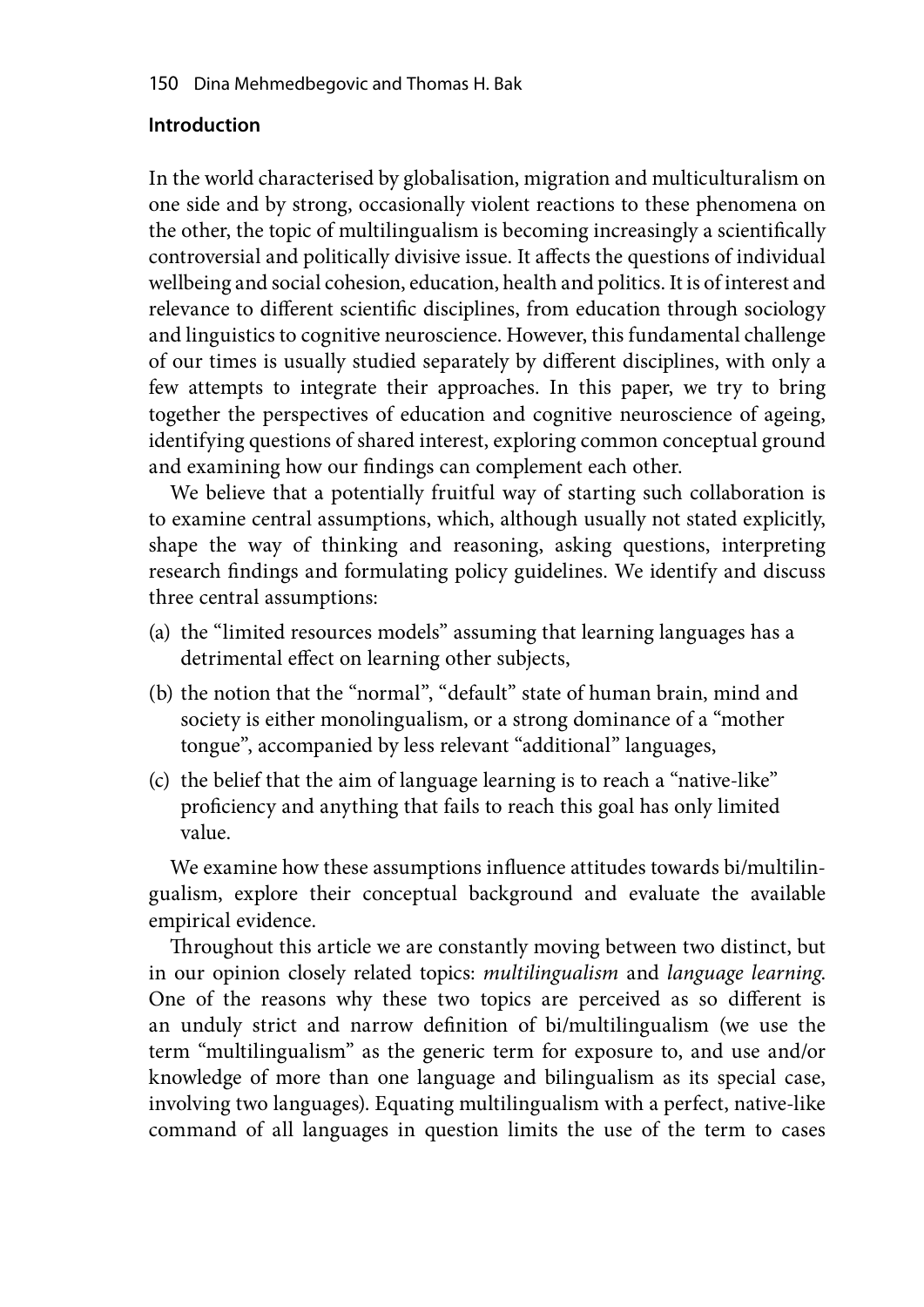## Introduction

In the world characterised by globalisation, migration and multiculturalism on one side and by strong, occasionally violent reactions to these phenomena on the other, the topic of multilingualism is becoming increasingly a scientifically controversial and politically divisive issue. It affects the questions of individual wellbeing and social cohesion, education, health and politics. It is of interest and relevance to different scientific disciplines, from education through sociology and linguistics to cognitive neuroscience. However, this fundamental challenge of our times is usually studied separately by different disciplines, with only a few attempts to integrate their approaches. In this paper, we try to bring together the perspectives of education and cognitive neuroscience of ageing, identifying questions of shared interest, exploring common conceptual ground and examining how our findings can complement each other.

We believe that a potentially fruitful way of starting such collaboration is to examine central assumptions, which, although usually not stated explicitly, shape the way of thinking and reasoning, asking questions, interpreting research findings and formulating policy guidelines. We identify and discuss three central assumptions:

(a) the "limited resources models" assuming that learning languages has a detrimental effect on learning other subjects,

(b) the notion that the "normal", "default" state of human brain, mind and society is either monolingualism, or a strong dominance of a "mother tongue", accompanied by less relevant "additional" languages,

(c) the belief that the aim of language learning is to reach a "native-like" proficiency and anything that fails to reach this goal has only limited value.

We examine how these assumptions influence attitudes towards bi/multilingualism, explore their conceptual background and evaluate the available empirical evidence.

Throughout this article we are constantly moving between two distinct, but in our opinion closely related topics: *multilingualism* and *language learning*. One of the reasons why these two topics are perceived as so different is an unduly strict and narrow definition of bi/multilingualism (we use the term "multilingualism" as the generic term for exposure to, and use and/or knowledge of more than one language and bilingualism as its special case, involving two languages). Equating multilingualism with a perfect, native-like command of all languages in question limits the use of the term to cases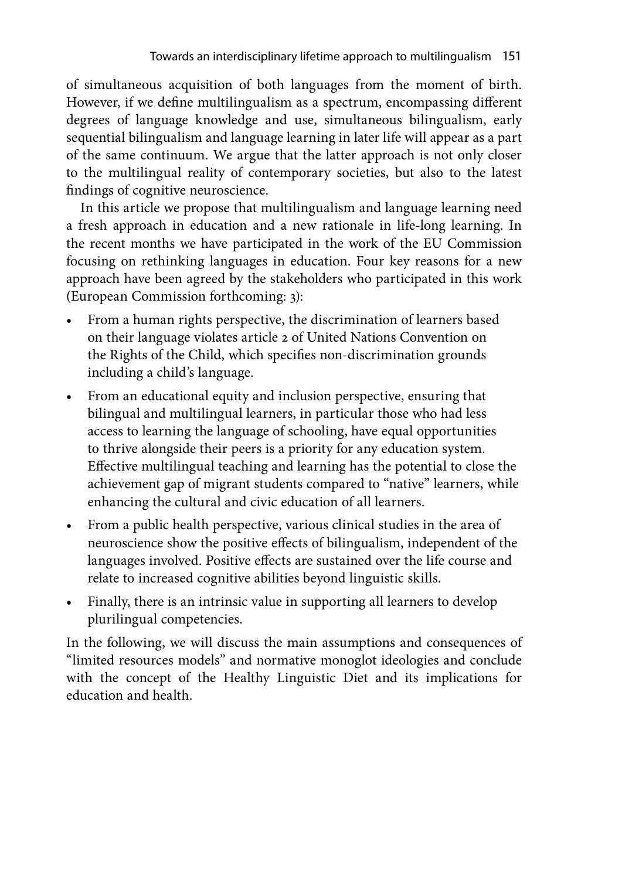of simultaneous acquisition of both languages from the moment of birth. However, if we define multilingualism as a spectrum, encompassing different degrees of language knowledge and use, simultaneous bilingualism, early sequential bilingualism and language learning in later life will appear as a part of the same continuum. We argue that the latter approach is not only closer to the multilingual reality of contemporary societies, but also to the latest findings of cognitive neuroscience.

In this article we propose that multilingualism and language learning need a fresh approach in education and a new rationale in life-long learning. In the recent months we have participated in the work of the EU Commission focusing on rethinking languages in education. Four key reasons for a new approach have been agreed by the stakeholders who participated in this work (European Commission forthcoming: 3):

- From a human rights perspective, the discrimination of learners based on their language violates article 2 of United Nations Convention on the Rights of the Child, which specifies non-discrimination grounds including a child's language.
- From an educational equity and inclusion perspective, ensuring that bilingual and multilingual learners, in particular those who had less access to learning the language of schooling, have equal opportunities to thrive alongside their peers is a priority for any education system. Effective multilingual teaching and learning has the potential to close the achievement gap of migrant students compared to "native" learners, while enhancing the cultural and civic education of all learners.
- From a public health perspective, various clinical studies in the area of neuroscience show the positive effects of bilingualism, independent of the languages involved. Positive effects are sustained over the life course and relate to increased cognitive abilities beyond linguistic skills.
- Finally, there is an intrinsic value in supporting all learners to develop plurilingual competencies.

In the following, we will discuss the main assumptions and consequences of "limited resources models" and normative monoglot ideologies and conclude with the concept of the Healthy Linguistic Diet and its implications for education and health.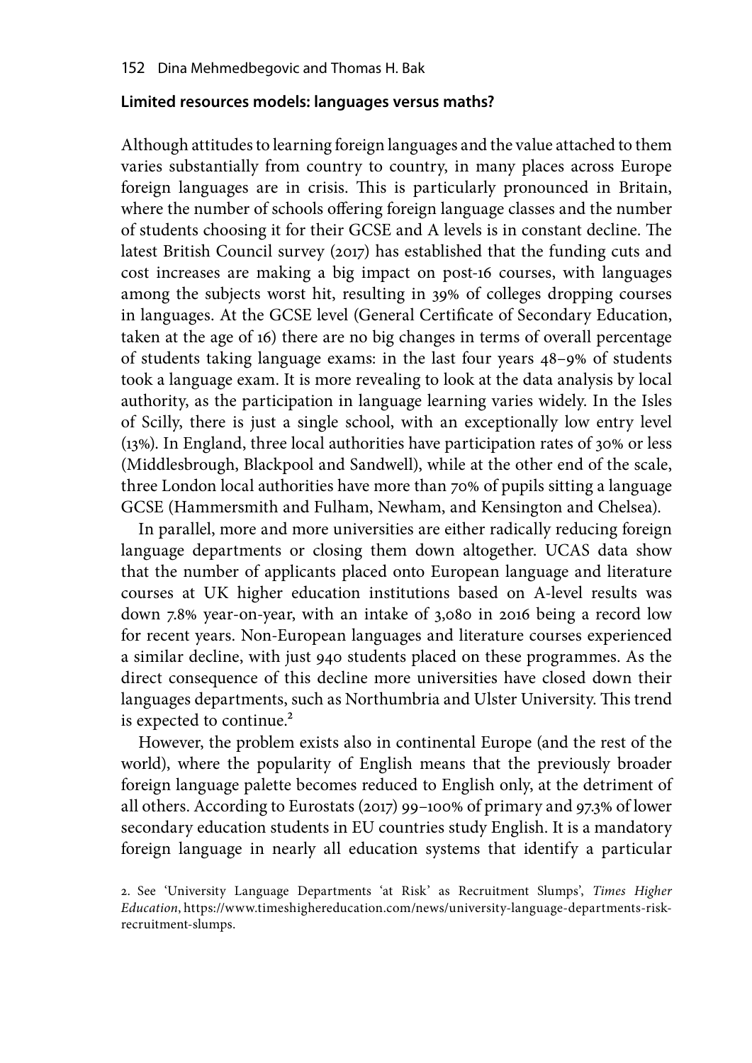### Limited resources models: languages versus maths?

Although attitudes to learning foreign languages and the value attached to them varies substantially from country to country, in many places across Europe foreign languages are in crisis. This is particularly pronounced in Britain, where the number of schools offering foreign language classes and the number of students choosing it for their GCSE and A levels is in constant decline. The latest British Council survey (2017) has established that the funding cuts and cost increases are making a big impact on post-16 courses, with languages among the subjects worst hit, resulting in 39% of colleges dropping courses in languages. At the GCSE level (General Certificate of Secondary Education, taken at the age of 16) there are no big changes in terms of overall percentage of students taking language exams: in the last four years 48–9% of students took a language exam. It is more revealing to look at the data analysis by local authority, as the participation in language learning varies widely. In the Isles of Scilly, there is just a single school, with an exceptionally low entry level (13%). In England, three local authorities have participation rates of 30% or less (Middlesbrough, Blackpool and Sandwell), while at the other end of the scale, three London local authorities have more than 70% of pupils sitting a language GCSE (Hammersmith and Fulham, Newham, and Kensington and Chelsea).

In parallel, more and more universities are either radically reducing foreign language departments or closing them down altogether. UCAS data show that the number of applicants placed onto European language and literature courses at UK higher education institutions based on A-level results was down 7.8% year-on-year, with an intake of 3,080 in 2016 being a record low for recent years. Non-European languages and literature courses experienced a similar decline, with just 940 students placed on these programmes. As the direct consequence of this decline more universities have closed down their languages departments, such as Northumbria and Ulster University. This trend is expected to continue.[2]

However, the problem exists also in continental Europe (and the rest of the world), where the popularity of English means that the previously broader foreign language palette becomes reduced to English only, at the detriment of all others. According to Eurostats (2017) 99–100% of primary and 97.3% of lower secondary education students in EU countries study English. It is a mandatory foreign language in nearly all education systems that identify a particular

2. See 'University Language Departments 'at Risk' as Recruitment Slumps', *Times Higher Education*, https://www.timeshighereducation.com/news/university-language-departments-risk-recruitment-slumps.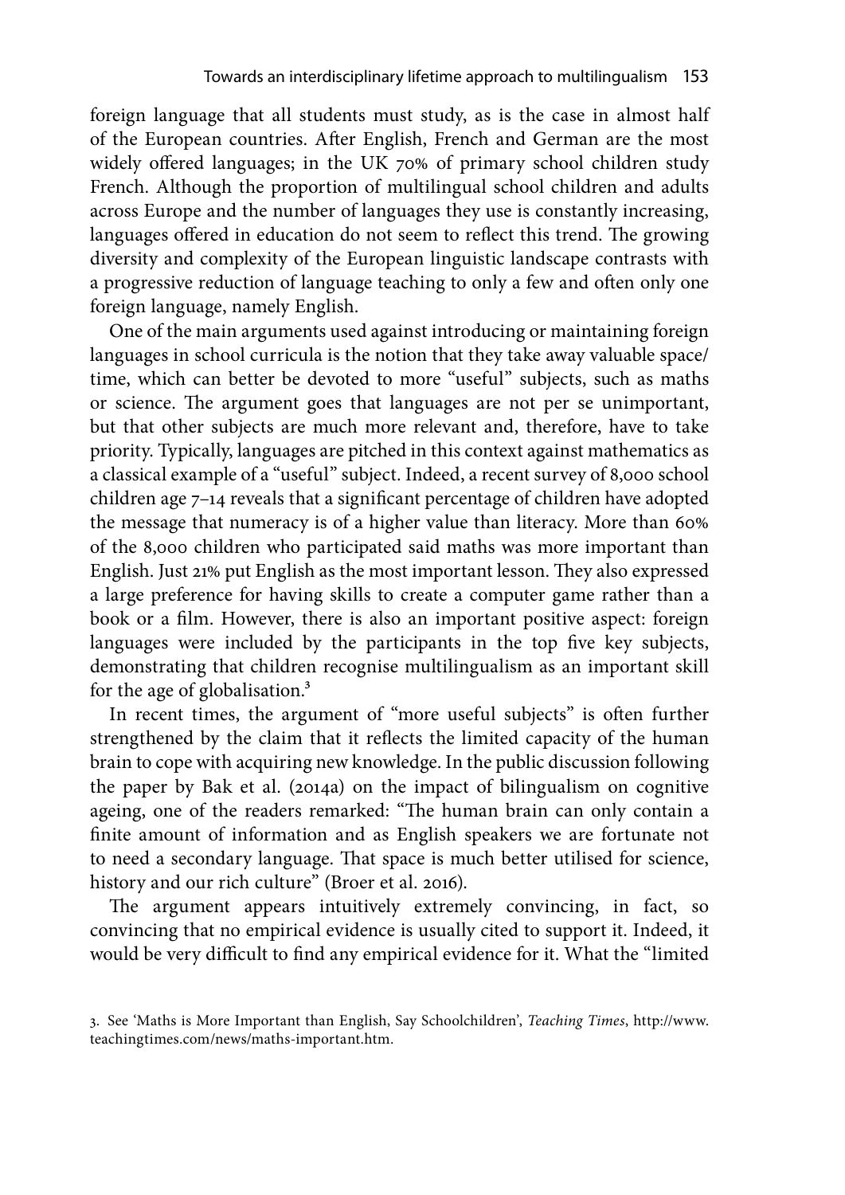foreign language that all students must study, as is the case in almost half of the European countries. After English, French and German are the most widely offered languages; in the UK 70% of primary school children study French. Although the proportion of multilingual school children and adults across Europe and the number of languages they use is constantly increasing, languages offered in education do not seem to reflect this trend. The growing diversity and complexity of the European linguistic landscape contrasts with a progressive reduction of language teaching to only a few and often only one foreign language, namely English.

One of the main arguments used against introducing or maintaining foreign languages in school curricula is the notion that they take away valuable space/time, which can better be devoted to more "useful" subjects, such as maths or science. The argument goes that languages are not per se unimportant, but that other subjects are much more relevant and, therefore, have to take priority. Typically, languages are pitched in this context against mathematics as a classical example of a "useful" subject. Indeed, a recent survey of 8,000 school children age 7–14 reveals that a significant percentage of children have adopted the message that numeracy is of a higher value than literacy. More than 60% of the 8,000 children who participated said maths was more important than English. Just 21% put English as the most important lesson. They also expressed a large preference for having skills to create a computer game rather than a book or a film. However, there is also an important positive aspect: foreign languages were included by the participants in the top five key subjects, demonstrating that children recognise multilingualism as an important skill for the age of globalisation.[3]

In recent times, the argument of "more useful subjects" is often further strengthened by the claim that it reflects the limited capacity of the human brain to cope with acquiring new knowledge. In the public discussion following the paper by Bak et al. (2014a) on the impact of bilingualism on cognitive ageing, one of the readers remarked: "The human brain can only contain a finite amount of information and as English speakers we are fortunate not to need a secondary language. That space is much better utilised for science, history and our rich culture" (Broer et al. 2016).

The argument appears intuitively extremely convincing, in fact, so convincing that no empirical evidence is usually cited to support it. Indeed, it would be very difficult to find any empirical evidence for it. What the "limited

3. See 'Maths is More Important than English, Say Schoolchildren', *Teaching Times*, http://www.teachingtimes.com/news/maths-important.htm.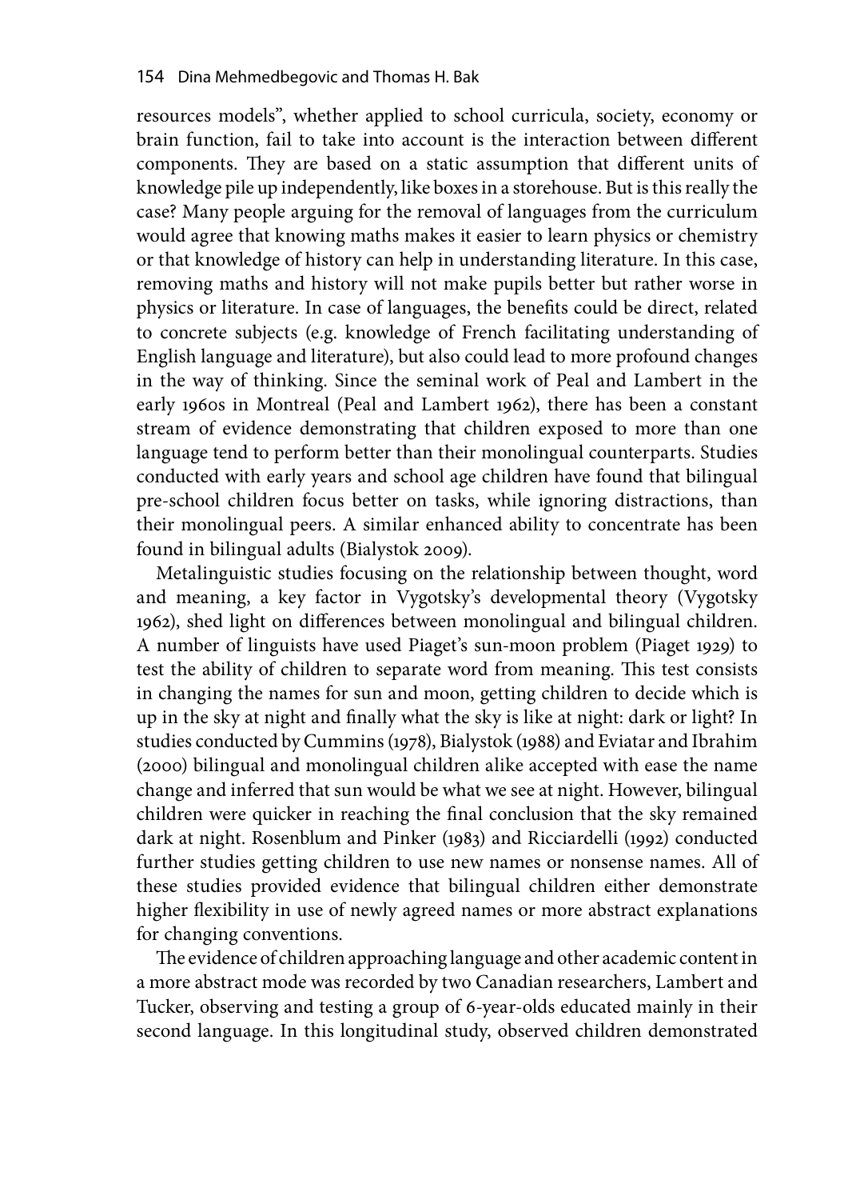resources models", whether applied to school curricula, society, economy or brain function, fail to take into account is the interaction between different components. They are based on a static assumption that different units of knowledge pile up independently, like boxes in a storehouse. But is this really the case? Many people arguing for the removal of languages from the curriculum would agree that knowing maths makes it easier to learn physics or chemistry or that knowledge of history can help in understanding literature. In this case, removing maths and history will not make pupils better but rather worse in physics or literature. In case of languages, the benefits could be direct, related to concrete subjects (e.g. knowledge of French facilitating understanding of English language and literature), but also could lead to more profound changes in the way of thinking. Since the seminal work of Peal and Lambert in the early 1960s in Montreal (Peal and Lambert 1962), there has been a constant stream of evidence demonstrating that children exposed to more than one language tend to perform better than their monolingual counterparts. Studies conducted with early years and school age children have found that bilingual pre-school children focus better on tasks, while ignoring distractions, than their monolingual peers. A similar enhanced ability to concentrate has been found in bilingual adults (Bialystok 2009).

Metalinguistic studies focusing on the relationship between thought, word and meaning, a key factor in Vygotsky's developmental theory (Vygotsky 1962), shed light on differences between monolingual and bilingual children. A number of linguists have used Piaget's sun-moon problem (Piaget 1929) to test the ability of children to separate word from meaning. This test consists in changing the names for sun and moon, getting children to decide which is up in the sky at night and finally what the sky is like at night: dark or light? In studies conducted by Cummins (1978), Bialystok (1988) and Eviatar and Ibrahim (2000) bilingual and monolingual children alike accepted with ease the name change and inferred that sun would be what we see at night. However, bilingual children were quicker in reaching the final conclusion that the sky remained dark at night. Rosenblum and Pinker (1983) and Ricciardelli (1992) conducted further studies getting children to use new names or nonsense names. All of these studies provided evidence that bilingual children either demonstrate higher flexibility in use of newly agreed names or more abstract explanations for changing conventions.

The evidence of children approaching language and other academic content in a more abstract mode was recorded by two Canadian researchers, Lambert and Tucker, observing and testing a group of 6-year-olds educated mainly in their second language. In this longitudinal study, observed children demonstrated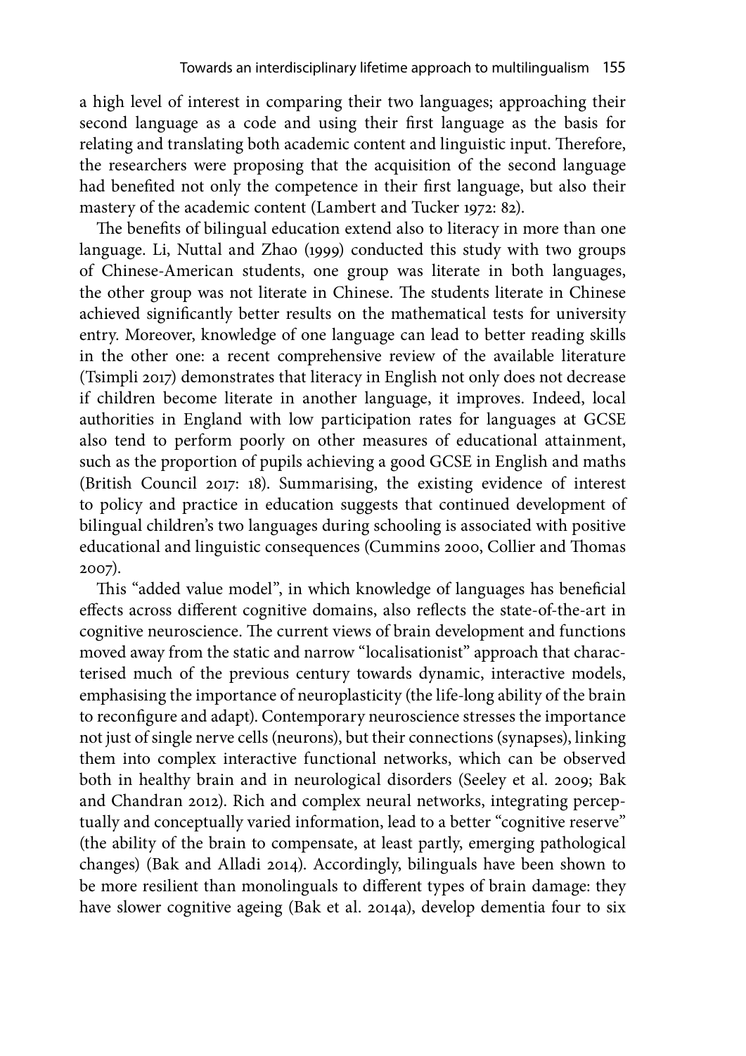a high level of interest in comparing their two languages; approaching their second language as a code and using their first language as the basis for relating and translating both academic content and linguistic input. Therefore, the researchers were proposing that the acquisition of the second language had benefited not only the competence in their first language, but also their mastery of the academic content (Lambert and Tucker 1972: 82).

The benefits of bilingual education extend also to literacy in more than one language. Li, Nuttal and Zhao (1999) conducted this study with two groups of Chinese-American students, one group was literate in both languages, the other group was not literate in Chinese. The students literate in Chinese achieved significantly better results on the mathematical tests for university entry. Moreover, knowledge of one language can lead to better reading skills in the other one: a recent comprehensive review of the available literature (Tsimpli 2017) demonstrates that literacy in English not only does not decrease if children become literate in another language, it improves. Indeed, local authorities in England with low participation rates for languages at GCSE also tend to perform poorly on other measures of educational attainment, such as the proportion of pupils achieving a good GCSE in English and maths (British Council 2017: 18). Summarising, the existing evidence of interest to policy and practice in education suggests that continued development of bilingual children's two languages during schooling is associated with positive educational and linguistic consequences (Cummins 2000, Collier and Thomas 2007).

This "added value model", in which knowledge of languages has beneficial effects across different cognitive domains, also reflects the state-of-the-art in cognitive neuroscience. The current views of brain development and functions moved away from the static and narrow "localisationist" approach that characterised much of the previous century towards dynamic, interactive models, emphasising the importance of neuroplasticity (the life-long ability of the brain to reconfigure and adapt). Contemporary neuroscience stresses the importance not just of single nerve cells (neurons), but their connections (synapses), linking them into complex interactive functional networks, which can be observed both in healthy brain and in neurological disorders (Seeley et al. 2009; Bak and Chandran 2012). Rich and complex neural networks, integrating perceptually and conceptually varied information, lead to a better "cognitive reserve" (the ability of the brain to compensate, at least partly, emerging pathological changes) (Bak and Alladi 2014). Accordingly, bilinguals have been shown to be more resilient than monolinguals to different types of brain damage: they have slower cognitive ageing (Bak et al. 2014a), develop dementia four to six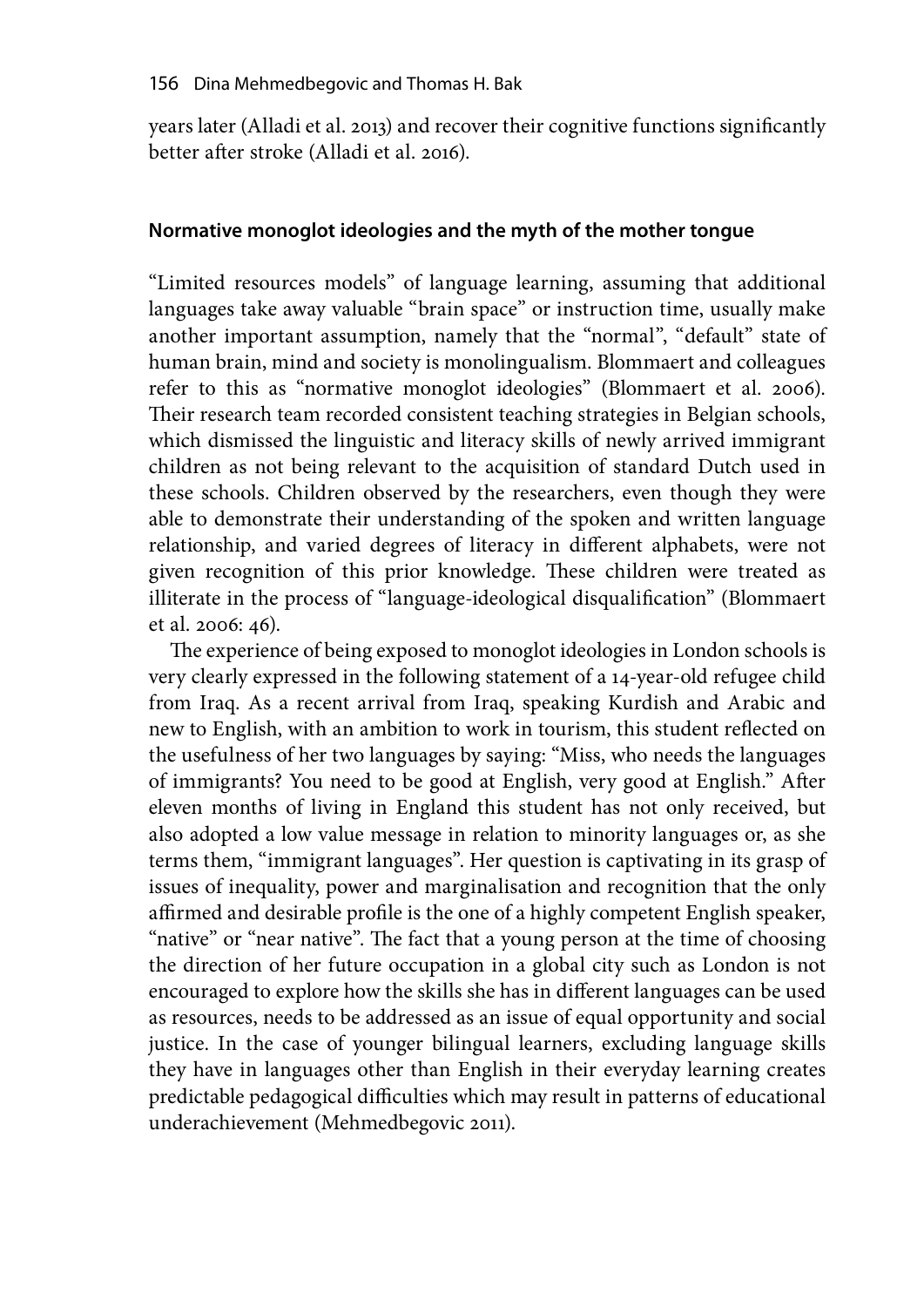years later (Alladi et al. 2013) and recover their cognitive functions significantly better after stroke (Alladi et al. 2016).

### Normative monoglot ideologies and the myth of the mother tongue

"Limited resources models" of language learning, assuming that additional languages take away valuable "brain space" or instruction time, usually make another important assumption, namely that the "normal", "default" state of human brain, mind and society is monolingualism. Blommaert and colleagues refer to this as "normative monoglot ideologies" (Blommaert et al. 2006). Their research team recorded consistent teaching strategies in Belgian schools, which dismissed the linguistic and literacy skills of newly arrived immigrant children as not being relevant to the acquisition of standard Dutch used in these schools. Children observed by the researchers, even though they were able to demonstrate their understanding of the spoken and written language relationship, and varied degrees of literacy in different alphabets, were not given recognition of this prior knowledge. These children were treated as illiterate in the process of "language-ideological disqualification" (Blommaert et al. 2006: 46).

The experience of being exposed to monoglot ideologies in London schools is very clearly expressed in the following statement of a 14-year-old refugee child from Iraq. As a recent arrival from Iraq, speaking Kurdish and Arabic and new to English, with an ambition to work in tourism, this student reflected on the usefulness of her two languages by saying: "Miss, who needs the languages of immigrants? You need to be good at English, very good at English." After eleven months of living in England this student has not only received, but also adopted a low value message in relation to minority languages or, as she terms them, "immigrant languages". Her question is captivating in its grasp of issues of inequality, power and marginalisation and recognition that the only affirmed and desirable profile is the one of a highly competent English speaker, "native" or "near native". The fact that a young person at the time of choosing the direction of her future occupation in a global city such as London is not encouraged to explore how the skills she has in different languages can be used as resources, needs to be addressed as an issue of equal opportunity and social justice. In the case of younger bilingual learners, excluding language skills they have in languages other than English in their everyday learning creates predictable pedagogical difficulties which may result in patterns of educational underachievement (Mehmedbegovic 2011).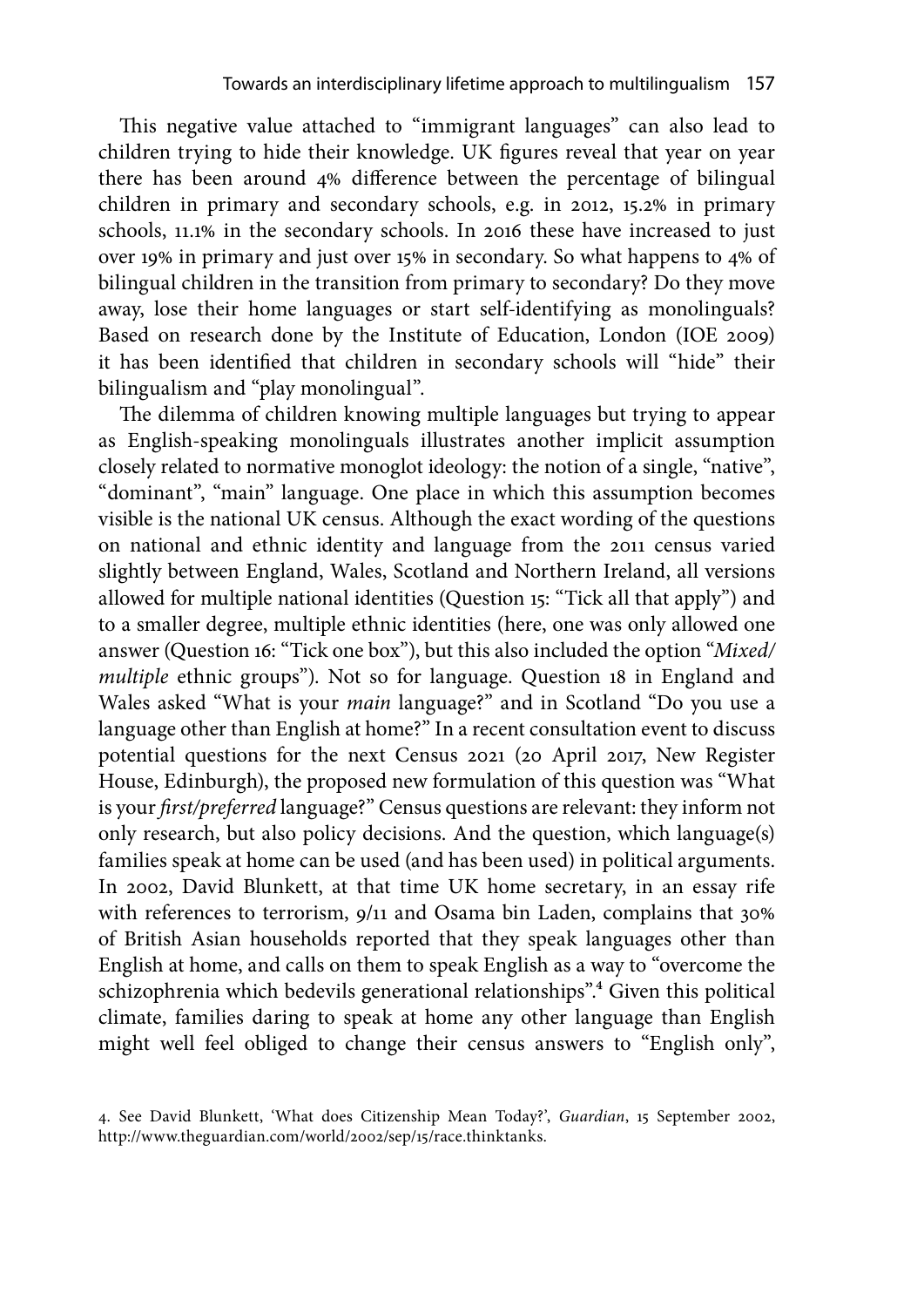This negative value attached to "immigrant languages" can also lead to children trying to hide their knowledge. UK figures reveal that year on year there has been around 4% difference between the percentage of bilingual children in primary and secondary schools, e.g. in 2012, 15.2% in primary schools, 11.1% in the secondary schools. In 2016 these have increased to just over 19% in primary and just over 15% in secondary. So what happens to 4% of bilingual children in the transition from primary to secondary? Do they move away, lose their home languages or start self-identifying as monolinguals? Based on research done by the Institute of Education, London (IOE 2009) it has been identified that children in secondary schools will "hide" their bilingualism and "play monolingual".

The dilemma of children knowing multiple languages but trying to appear as English-speaking monolinguals illustrates another implicit assumption closely related to normative monoglot ideology: the notion of a single, "native", "dominant", "main" language. One place in which this assumption becomes visible is the national UK census. Although the exact wording of the questions on national and ethnic identity and language from the 2011 census varied slightly between England, Wales, Scotland and Northern Ireland, all versions allowed for multiple national identities (Question 15: "Tick all that apply") and to a smaller degree, multiple ethnic identities (here, one was only allowed one answer (Question 16: "Tick one box"), but this also included the option "*Mixed/multiple* ethnic groups"). Not so for language. Question 18 in England and Wales asked "What is your *main* language?" and in Scotland "Do you use a language other than English at home?" In a recent consultation event to discuss potential questions for the next Census 2021 (20 April 2017, New Register House, Edinburgh), the proposed new formulation of this question was "What is your *first/preferred* language?" Census questions are relevant: they inform not only research, but also policy decisions. And the question, which language(s) families speak at home can be used (and has been used) in political arguments. In 2002, David Blunkett, at that time UK home secretary, in an essay rife with references to terrorism, 9/11 and Osama bin Laden, complains that 30% of British Asian households reported that they speak languages other than English at home, and calls on them to speak English as a way to "overcome the schizophrenia which bedevils generational relationships".[4] Given this political climate, families daring to speak at home any other language than English might well feel obliged to change their census answers to "English only",

4. See David Blunkett, 'What does Citizenship Mean Today?', *Guardian*, 15 September 2002, http://www.theguardian.com/world/2002/sep/15/race.thinktanks.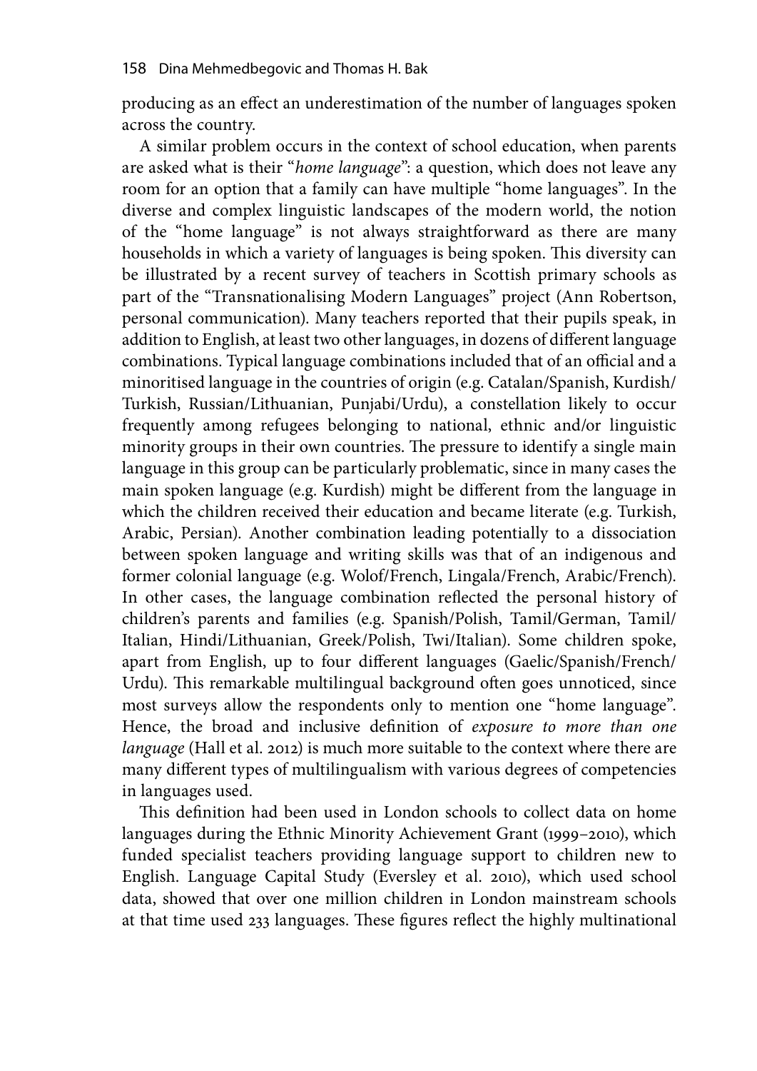producing as an effect an underestimation of the number of languages spoken across the country.

A similar problem occurs in the context of school education, when parents are asked what is their "*home language*": a question, which does not leave any room for an option that a family can have multiple "home languages". In the diverse and complex linguistic landscapes of the modern world, the notion of the "home language" is not always straightforward as there are many households in which a variety of languages is being spoken. This diversity can be illustrated by a recent survey of teachers in Scottish primary schools as part of the "Transnationalising Modern Languages" project (Ann Robertson, personal communication). Many teachers reported that their pupils speak, in addition to English, at least two other languages, in dozens of different language combinations. Typical language combinations included that of an official and a minoritised language in the countries of origin (e.g. Catalan/Spanish, Kurdish/Turkish, Russian/Lithuanian, Punjabi/Urdu), a constellation likely to occur frequently among refugees belonging to national, ethnic and/or linguistic minority groups in their own countries. The pressure to identify a single main language in this group can be particularly problematic, since in many cases the main spoken language (e.g. Kurdish) might be different from the language in which the children received their education and became literate (e.g. Turkish, Arabic, Persian). Another combination leading potentially to a dissociation between spoken language and writing skills was that of an indigenous and former colonial language (e.g. Wolof/French, Lingala/French, Arabic/French). In other cases, the language combination reflected the personal history of children's parents and families (e.g. Spanish/Polish, Tamil/German, Tamil/Italian, Hindi/Lithuanian, Greek/Polish, Twi/Italian). Some children spoke, apart from English, up to four different languages (Gaelic/Spanish/French/Urdu). This remarkable multilingual background often goes unnoticed, since most surveys allow the respondents only to mention one "home language". Hence, the broad and inclusive definition of *exposure to more than one language* (Hall et al. 2012) is much more suitable to the context where there are many different types of multilingualism with various degrees of competencies in languages used.

This definition had been used in London schools to collect data on home languages during the Ethnic Minority Achievement Grant (1999–2010), which funded specialist teachers providing language support to children new to English. Language Capital Study (Eversley et al. 2010), which used school data, showed that over one million children in London mainstream schools at that time used 233 languages. These figures reflect the highly multinational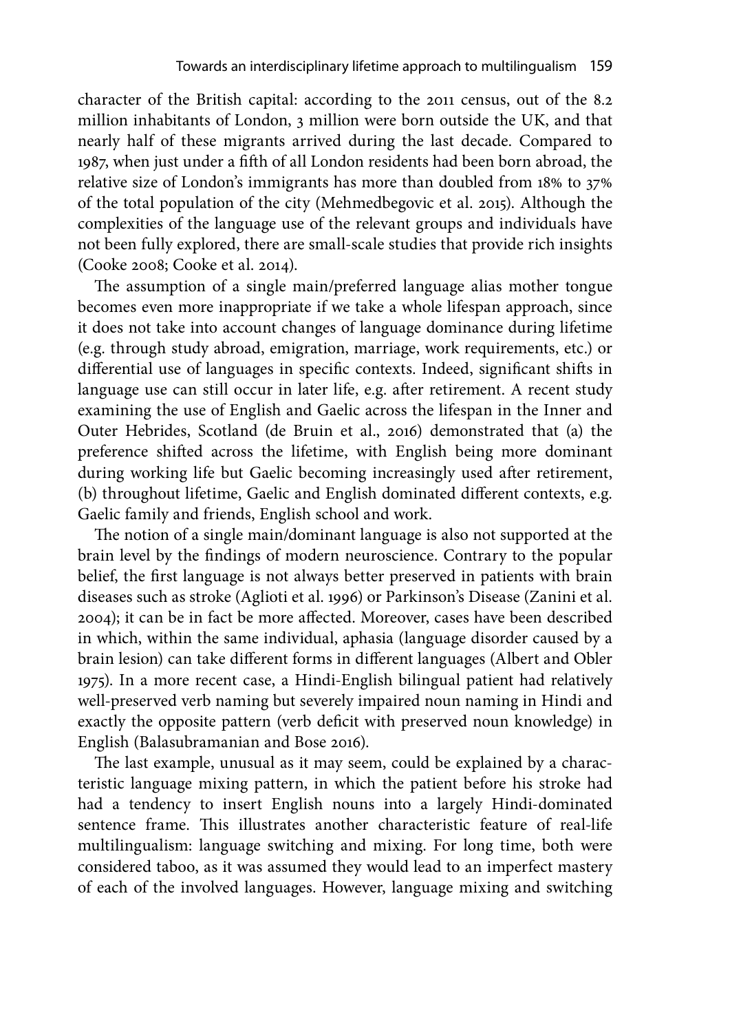character of the British capital: according to the 2011 census, out of the 8.2 million inhabitants of London, 3 million were born outside the UK, and that nearly half of these migrants arrived during the last decade. Compared to 1987, when just under a fifth of all London residents had been born abroad, the relative size of London's immigrants has more than doubled from 18% to 37% of the total population of the city (Mehmedbegovic et al. 2015). Although the complexities of the language use of the relevant groups and individuals have not been fully explored, there are small-scale studies that provide rich insights (Cooke 2008; Cooke et al. 2014).

The assumption of a single main/preferred language alias mother tongue becomes even more inappropriate if we take a whole lifespan approach, since it does not take into account changes of language dominance during lifetime (e.g. through study abroad, emigration, marriage, work requirements, etc.) or differential use of languages in specific contexts. Indeed, significant shifts in language use can still occur in later life, e.g. after retirement. A recent study examining the use of English and Gaelic across the lifespan in the Inner and Outer Hebrides, Scotland (de Bruin et al., 2016) demonstrated that (a) the preference shifted across the lifetime, with English being more dominant during working life but Gaelic becoming increasingly used after retirement, (b) throughout lifetime, Gaelic and English dominated different contexts, e.g. Gaelic family and friends, English school and work.

The notion of a single main/dominant language is also not supported at the brain level by the findings of modern neuroscience. Contrary to the popular belief, the first language is not always better preserved in patients with brain diseases such as stroke (Aglioti et al. 1996) or Parkinson's Disease (Zanini et al. 2004); it can be in fact be more affected. Moreover, cases have been described in which, within the same individual, aphasia (language disorder caused by a brain lesion) can take different forms in different languages (Albert and Obler 1975). In a more recent case, a Hindi-English bilingual patient had relatively well-preserved verb naming but severely impaired noun naming in Hindi and exactly the opposite pattern (verb deficit with preserved noun knowledge) in English (Balasubramanian and Bose 2016).

The last example, unusual as it may seem, could be explained by a characteristic language mixing pattern, in which the patient before his stroke had had a tendency to insert English nouns into a largely Hindi-dominated sentence frame. This illustrates another characteristic feature of real-life multilingualism: language switching and mixing. For long time, both were considered taboo, as it was assumed they would lead to an imperfect mastery of each of the involved languages. However, language mixing and switching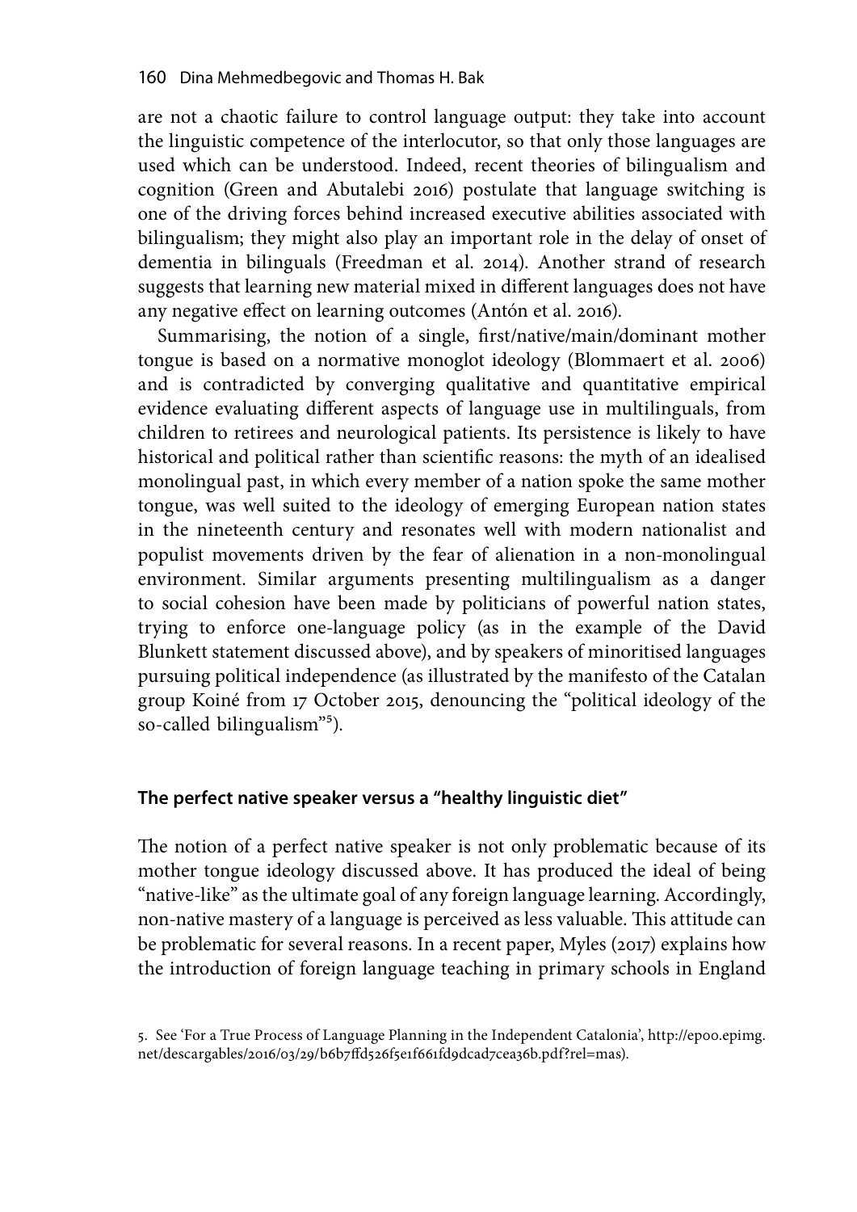are not a chaotic failure to control language output: they take into account the linguistic competence of the interlocutor, so that only those languages are used which can be understood. Indeed, recent theories of bilingualism and cognition (Green and Abutalebi 2016) postulate that language switching is one of the driving forces behind increased executive abilities associated with bilingualism; they might also play an important role in the delay of onset of dementia in bilinguals (Freedman et al. 2014). Another strand of research suggests that learning new material mixed in different languages does not have any negative effect on learning outcomes (Antón et al. 2016).

Summarising, the notion of a single, first/native/main/dominant mother tongue is based on a normative monoglot ideology (Blommaert et al. 2006) and is contradicted by converging qualitative and quantitative empirical evidence evaluating different aspects of language use in multilinguals, from children to retirees and neurological patients. Its persistence is likely to have historical and political rather than scientific reasons: the myth of an idealised monolingual past, in which every member of a nation spoke the same mother tongue, was well suited to the ideology of emerging European nation states in the nineteenth century and resonates well with modern nationalist and populist movements driven by the fear of alienation in a non-monolingual environment. Similar arguments presenting multilingualism as a danger to social cohesion have been made by politicians of powerful nation states, trying to enforce one-language policy (as in the example of the David Blunkett statement discussed above), and by speakers of minoritised languages pursuing political independence (as illustrated by the manifesto of the Catalan group Koiné from 17 October 2015, denouncing the "political ideology of the so-called bilingualism"[5]).

### The perfect native speaker versus a "healthy linguistic diet"

The notion of a perfect native speaker is not only problematic because of its mother tongue ideology discussed above. It has produced the ideal of being "native-like" as the ultimate goal of any foreign language learning. Accordingly, non-native mastery of a language is perceived as less valuable. This attitude can be problematic for several reasons. In a recent paper, Myles (2017) explains how the introduction of foreign language teaching in primary schools in England

5. See 'For a True Process of Language Planning in the Independent Catalonia', http://ep00.epimg.net/descargables/2016/03/29/b6b7ffd526f5e1f661fd9dcad7cea36b.pdf?rel=mas).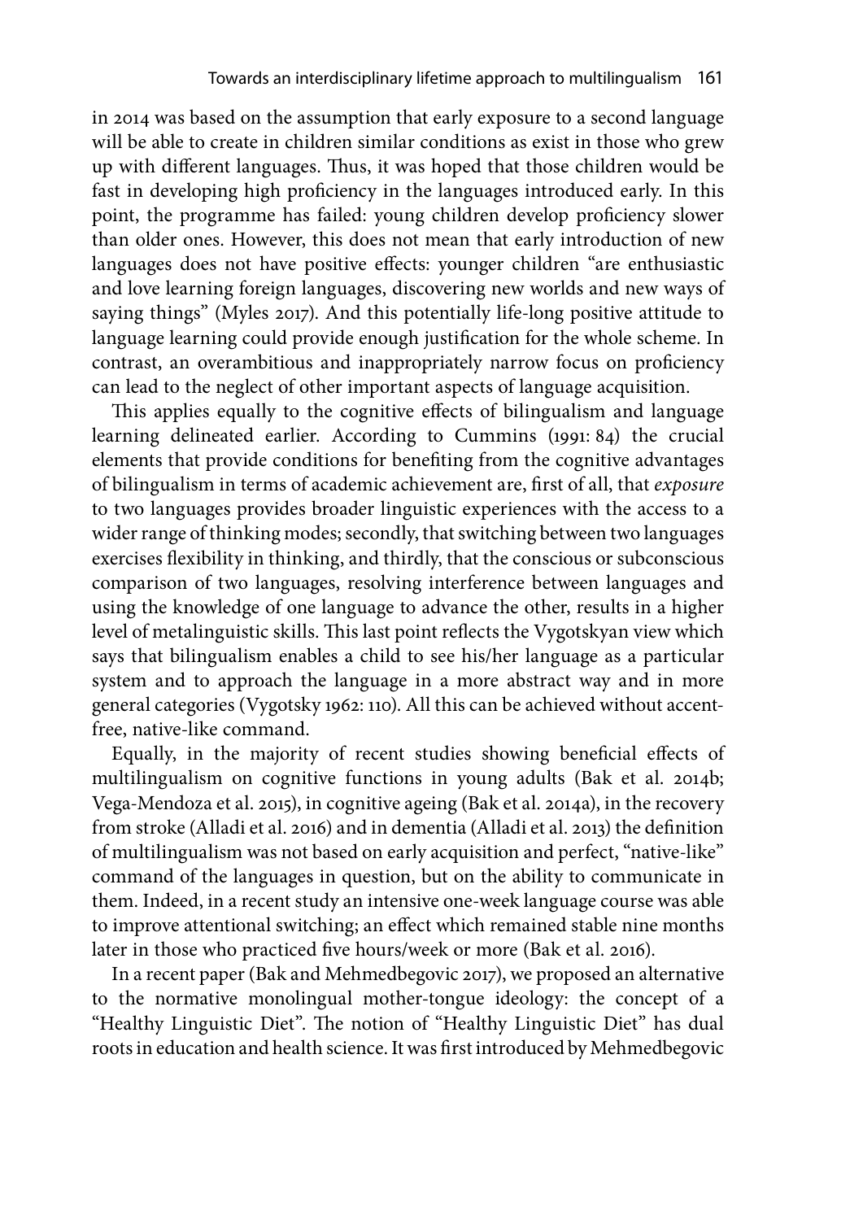in 2014 was based on the assumption that early exposure to a second language will be able to create in children similar conditions as exist in those who grew up with different languages. Thus, it was hoped that those children would be fast in developing high proficiency in the languages introduced early. In this point, the programme has failed: young children develop proficiency slower than older ones. However, this does not mean that early introduction of new languages does not have positive effects: younger children "are enthusiastic and love learning foreign languages, discovering new worlds and new ways of saying things" (Myles 2017). And this potentially life-long positive attitude to language learning could provide enough justification for the whole scheme. In contrast, an overambitious and inappropriately narrow focus on proficiency can lead to the neglect of other important aspects of language acquisition.

This applies equally to the cognitive effects of bilingualism and language learning delineated earlier. According to Cummins (1991: 84) the crucial elements that provide conditions for benefiting from the cognitive advantages of bilingualism in terms of academic achievement are, first of all, that *exposure* to two languages provides broader linguistic experiences with the access to a wider range of thinking modes; secondly, that switching between two languages exercises flexibility in thinking, and thirdly, that the conscious or subconscious comparison of two languages, resolving interference between languages and using the knowledge of one language to advance the other, results in a higher level of metalinguistic skills. This last point reflects the Vygotskyan view which says that bilingualism enables a child to see his/her language as a particular system and to approach the language in a more abstract way and in more general categories (Vygotsky 1962: 110). All this can be achieved without accent-free, native-like command.

Equally, in the majority of recent studies showing beneficial effects of multilingualism on cognitive functions in young adults (Bak et al. 2014b; Vega-Mendoza et al. 2015), in cognitive ageing (Bak et al. 2014a), in the recovery from stroke (Alladi et al. 2016) and in dementia (Alladi et al. 2013) the definition of multilingualism was not based on early acquisition and perfect, "native-like" command of the languages in question, but on the ability to communicate in them. Indeed, in a recent study an intensive one-week language course was able to improve attentional switching; an effect which remained stable nine months later in those who practiced five hours/week or more (Bak et al. 2016).

In a recent paper (Bak and Mehmedbegovic 2017), we proposed an alternative to the normative monolingual mother-tongue ideology: the concept of a "Healthy Linguistic Diet". The notion of "Healthy Linguistic Diet" has dual roots in education and health science. It was first introduced by Mehmedbegovic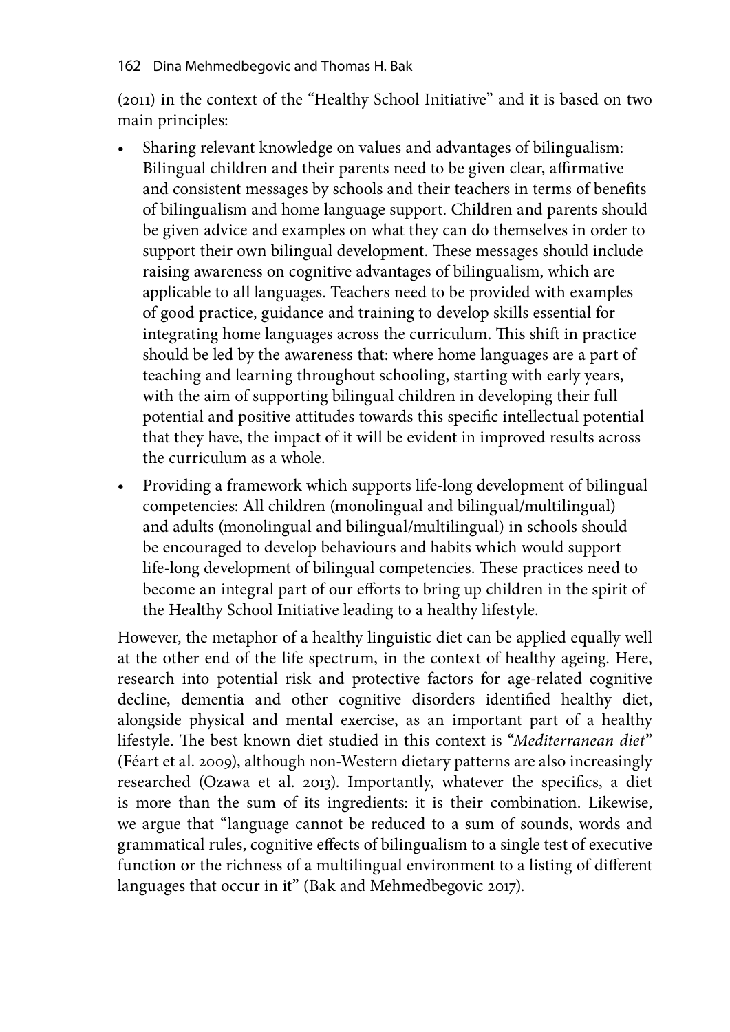(2011) in the context of the "Healthy School Initiative" and it is based on two main principles:

- Sharing relevant knowledge on values and advantages of bilingualism: Bilingual children and their parents need to be given clear, affirmative and consistent messages by schools and their teachers in terms of benefits of bilingualism and home language support. Children and parents should be given advice and examples on what they can do themselves in order to support their own bilingual development. These messages should include raising awareness on cognitive advantages of bilingualism, which are applicable to all languages. Teachers need to be provided with examples of good practice, guidance and training to develop skills essential for integrating home languages across the curriculum. This shift in practice should be led by the awareness that: where home languages are a part of teaching and learning throughout schooling, starting with early years, with the aim of supporting bilingual children in developing their full potential and positive attitudes towards this specific intellectual potential that they have, the impact of it will be evident in improved results across the curriculum as a whole.
- Providing a framework which supports life-long development of bilingual competencies: All children (monolingual and bilingual/multilingual) and adults (monolingual and bilingual/multilingual) in schools should be encouraged to develop behaviours and habits which would support life-long development of bilingual competencies. These practices need to become an integral part of our efforts to bring up children in the spirit of the Healthy School Initiative leading to a healthy lifestyle.

However, the metaphor of a healthy linguistic diet can be applied equally well at the other end of the life spectrum, in the context of healthy ageing. Here, research into potential risk and protective factors for age-related cognitive decline, dementia and other cognitive disorders identified healthy diet, alongside physical and mental exercise, as an important part of a healthy lifestyle. The best known diet studied in this context is "*Mediterranean diet*" (Féart et al. 2009), although non-Western dietary patterns are also increasingly researched (Ozawa et al. 2013). Importantly, whatever the specifics, a diet is more than the sum of its ingredients: it is their combination. Likewise, we argue that "language cannot be reduced to a sum of sounds, words and grammatical rules, cognitive effects of bilingualism to a single test of executive function or the richness of a multilingual environment to a listing of different languages that occur in it" (Bak and Mehmedbegovic 2017).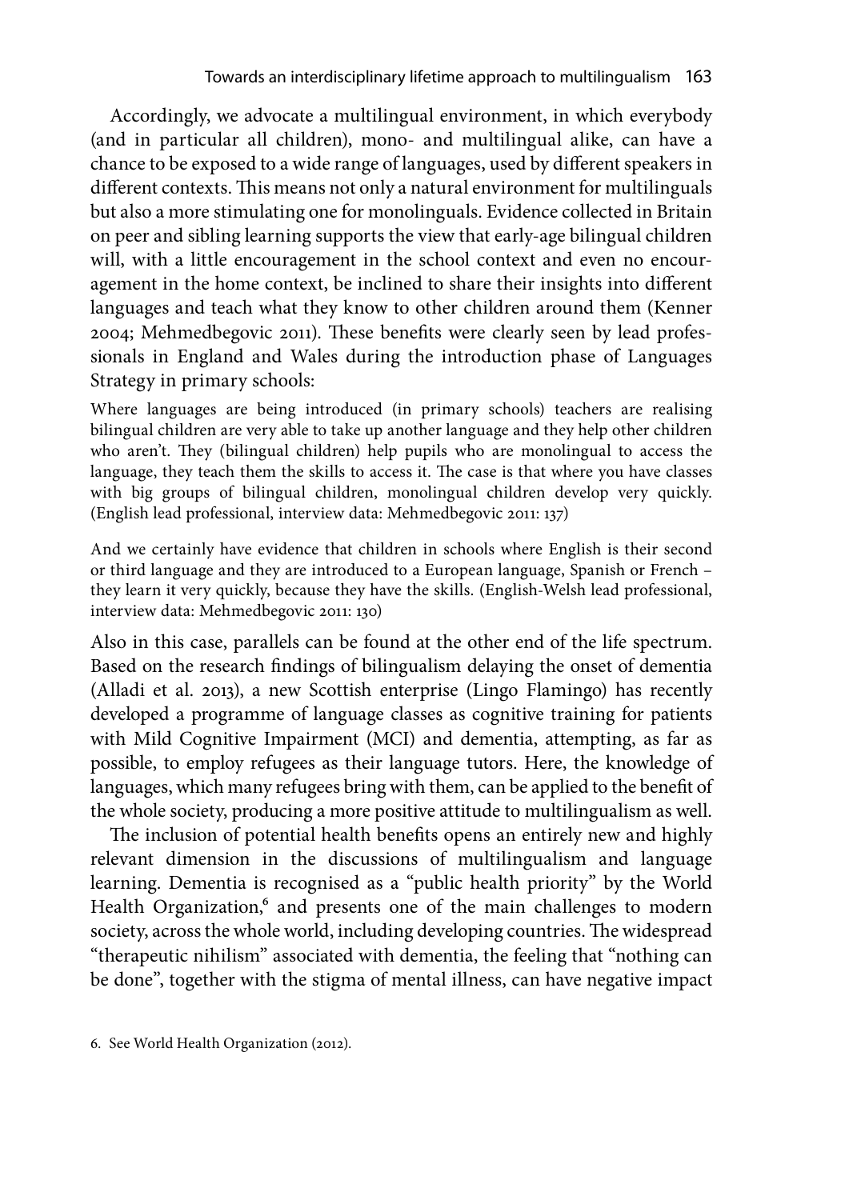Accordingly, we advocate a multilingual environment, in which everybody (and in particular all children), mono- and multilingual alike, can have a chance to be exposed to a wide range of languages, used by different speakers in different contexts. This means not only a natural environment for multilinguals but also a more stimulating one for monolinguals. Evidence collected in Britain on peer and sibling learning supports the view that early-age bilingual children will, with a little encouragement in the school context and even no encouragement in the home context, be inclined to share their insights into different languages and teach what they know to other children around them (Kenner 2004; Mehmedbegovic 2011). These benefits were clearly seen by lead professionals in England and Wales during the introduction phase of Languages Strategy in primary schools:

> Where languages are being introduced (in primary schools) teachers are realising bilingual children are very able to take up another language and they help other children who aren't. They (bilingual children) help pupils who are monolingual to access the language, they teach them the skills to access it. The case is that where you have classes with big groups of bilingual children, monolingual children develop very quickly. (English lead professional, interview data: Mehmedbegovic 2011: 137)

> And we certainly have evidence that children in schools where English is their second or third language and they are introduced to a European language, Spanish or French – they learn it very quickly, because they have the skills. (English-Welsh lead professional, interview data: Mehmedbegovic 2011: 130)

Also in this case, parallels can be found at the other end of the life spectrum. Based on the research findings of bilingualism delaying the onset of dementia (Alladi et al. 2013), a new Scottish enterprise (Lingo Flamingo) has recently developed a programme of language classes as cognitive training for patients with Mild Cognitive Impairment (MCI) and dementia, attempting, as far as possible, to employ refugees as their language tutors. Here, the knowledge of languages, which many refugees bring with them, can be applied to the benefit of the whole society, producing a more positive attitude to multilingualism as well.

The inclusion of potential health benefits opens an entirely new and highly relevant dimension in the discussions of multilingualism and language learning. Dementia is recognised as a "public health priority" by the World Health Organization,[6] and presents one of the main challenges to modern society, across the whole world, including developing countries. The widespread "therapeutic nihilism" associated with dementia, the feeling that "nothing can be done", together with the stigma of mental illness, can have negative impact

6. See World Health Organization (2012).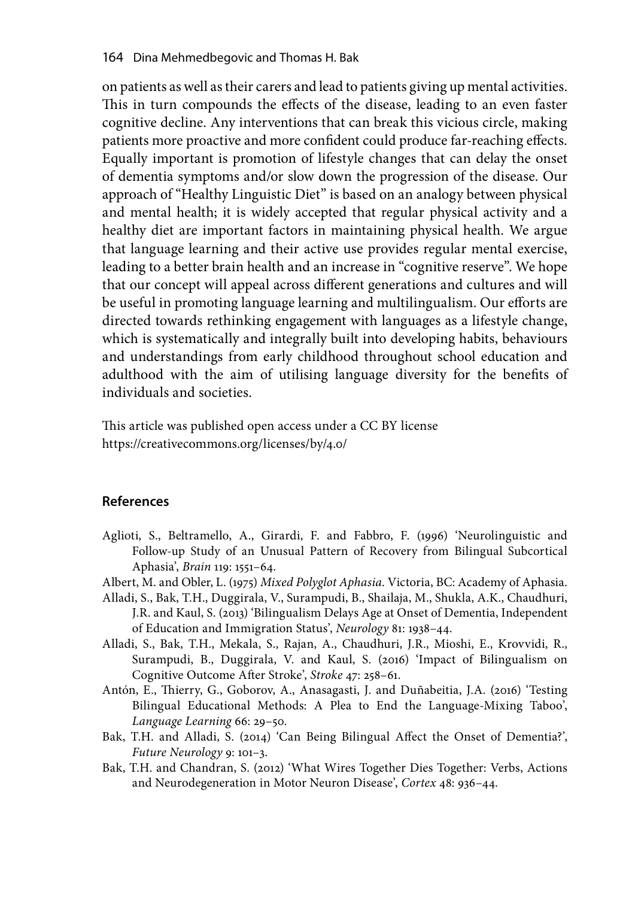on patients as well as their carers and lead to patients giving up mental activities. This in turn compounds the effects of the disease, leading to an even faster cognitive decline. Any interventions that can break this vicious circle, making patients more proactive and more confident could produce far-reaching effects. Equally important is promotion of lifestyle changes that can delay the onset of dementia symptoms and/or slow down the progression of the disease. Our approach of "Healthy Linguistic Diet" is based on an analogy between physical and mental health; it is widely accepted that regular physical activity and a healthy diet are important factors in maintaining physical health. We argue that language learning and their active use provides regular mental exercise, leading to a better brain health and an increase in "cognitive reserve". We hope that our concept will appeal across different generations and cultures and will be useful in promoting language learning and multilingualism. Our efforts are directed towards rethinking engagement with languages as a lifestyle change, which is systematically and integrally built into developing habits, behaviours and understandings from early childhood throughout school education and adulthood with the aim of utilising language diversity for the benefits of individuals and societies.

This article was published open access under a CC BY license https://creativecommons.org/licenses/by/4.0/

## References

Aglioti, S., Beltramello, A., Girardi, F. and Fabbro, F. (1996) 'Neurolinguistic and Follow-up Study of an Unusual Pattern of Recovery from Bilingual Subcortical Aphasia', *Brain* 119: 1551–64.

Albert, M. and Obler, L. (1975) *Mixed Polyglot Aphasia*. Victoria, BC: Academy of Aphasia.

Alladi, S., Bak, T.H., Duggirala, V., Surampudi, B., Shailaja, M., Shukla, A.K., Chaudhuri, J.R. and Kaul, S. (2013) 'Bilingualism Delays Age at Onset of Dementia, Independent of Education and Immigration Status', *Neurology* 81: 1938–44.

Alladi, S., Bak, T.H., Mekala, S., Rajan, A., Chaudhuri, J.R., Mioshi, E., Krovvidi, R., Surampudi, B., Duggirala, V. and Kaul, S. (2016) 'Impact of Bilingualism on Cognitive Outcome After Stroke', *Stroke* 47: 258–61.

Antón, E., Thierry, G., Goborov, A., Anasagasti, J. and Duñabeitia, J.A. (2016) 'Testing Bilingual Educational Methods: A Plea to End the Language-Mixing Taboo', *Language Learning* 66: 29–50.

Bak, T.H. and Alladi, S. (2014) 'Can Being Bilingual Affect the Onset of Dementia?', *Future Neurology* 9: 101–3.

Bak, T.H. and Chandran, S. (2012) 'What Wires Together Dies Together: Verbs, Actions and Neurodegeneration in Motor Neuron Disease', *Cortex* 48: 936–44.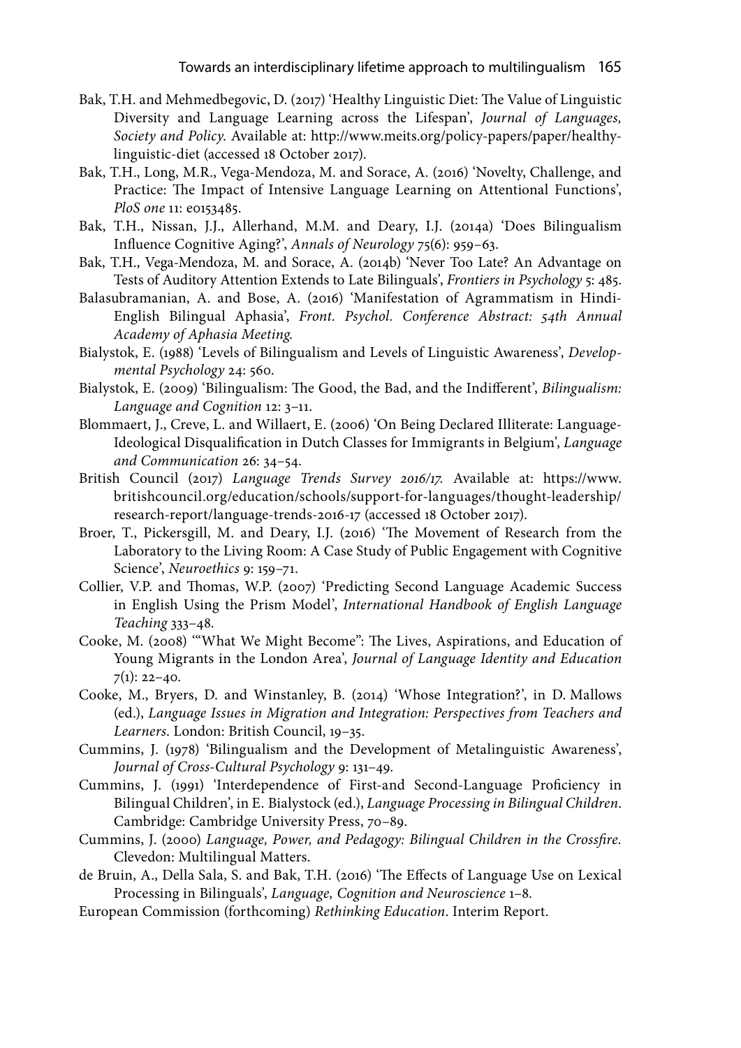Bak, T.H. and Mehmedbegovic, D. (2017) 'Healthy Linguistic Diet: The Value of Linguistic Diversity and Language Learning across the Lifespan', *Journal of Languages, Society and Policy*. Available at: http://www.meits.org/policy-papers/paper/healthy-linguistic-diet (accessed 18 October 2017).

Bak, T.H., Long, M.R., Vega-Mendoza, M. and Sorace, A. (2016) 'Novelty, Challenge, and Practice: The Impact of Intensive Language Learning on Attentional Functions', *PloS one* 11: e0153485.

Bak, T.H., Nissan, J.J., Allerhand, M.M. and Deary, I.J. (2014a) 'Does Bilingualism Influence Cognitive Aging?', *Annals of Neurology* 75(6): 959–63.

Bak, T.H., Vega-Mendoza, M. and Sorace, A. (2014b) 'Never Too Late? An Advantage on Tests of Auditory Attention Extends to Late Bilinguals', *Frontiers in Psychology* 5: 485.

Balasubramanian, A. and Bose, A. (2016) 'Manifestation of Agrammatism in Hindi-English Bilingual Aphasia', *Front. Psychol. Conference Abstract: 54th Annual Academy of Aphasia Meeting*.

Bialystok, E. (1988) 'Levels of Bilingualism and Levels of Linguistic Awareness', *Developmental Psychology* 24: 560.

Bialystok, E. (2009) 'Bilingualism: The Good, the Bad, and the Indifferent', *Bilingualism: Language and Cognition* 12: 3–11.

Blommaert, J., Creve, L. and Willaert, E. (2006) 'On Being Declared Illiterate: Language-Ideological Disqualification in Dutch Classes for Immigrants in Belgium', *Language and Communication* 26: 34–54.

British Council (2017) *Language Trends Survey 2016/17*. Available at: https://www.britishcouncil.org/education/schools/support-for-languages/thought-leadership/research-report/language-trends-2016-17 (accessed 18 October 2017).

Broer, T., Pickersgill, M. and Deary, I.J. (2016) 'The Movement of Research from the Laboratory to the Living Room: A Case Study of Public Engagement with Cognitive Science', *Neuroethics* 9: 159–71.

Collier, V.P. and Thomas, W.P. (2007) 'Predicting Second Language Academic Success in English Using the Prism Model', *International Handbook of English Language Teaching* 333–48.

Cooke, M. (2008) '"What We Might Become": The Lives, Aspirations, and Education of Young Migrants in the London Area', *Journal of Language Identity and Education* 7(1): 22–40.

Cooke, M., Bryers, D. and Winstanley, B. (2014) 'Whose Integration?', in D. Mallows (ed.), *Language Issues in Migration and Integration: Perspectives from Teachers and Learners*. London: British Council, 19–35.

Cummins, J. (1978) 'Bilingualism and the Development of Metalinguistic Awareness', *Journal of Cross-Cultural Psychology* 9: 131–49.

Cummins, J. (1991) 'Interdependence of First-and Second-Language Proficiency in Bilingual Children', in E. Bialystock (ed.), *Language Processing in Bilingual Children*. Cambridge: Cambridge University Press, 70–89.

Cummins, J. (2000) *Language, Power, and Pedagogy: Bilingual Children in the Crossfire*. Clevedon: Multilingual Matters.

de Bruin, A., Della Sala, S. and Bak, T.H. (2016) 'The Effects of Language Use on Lexical Processing in Bilinguals', *Language, Cognition and Neuroscience* 1–8.

European Commission (forthcoming) *Rethinking Education*. Interim Report.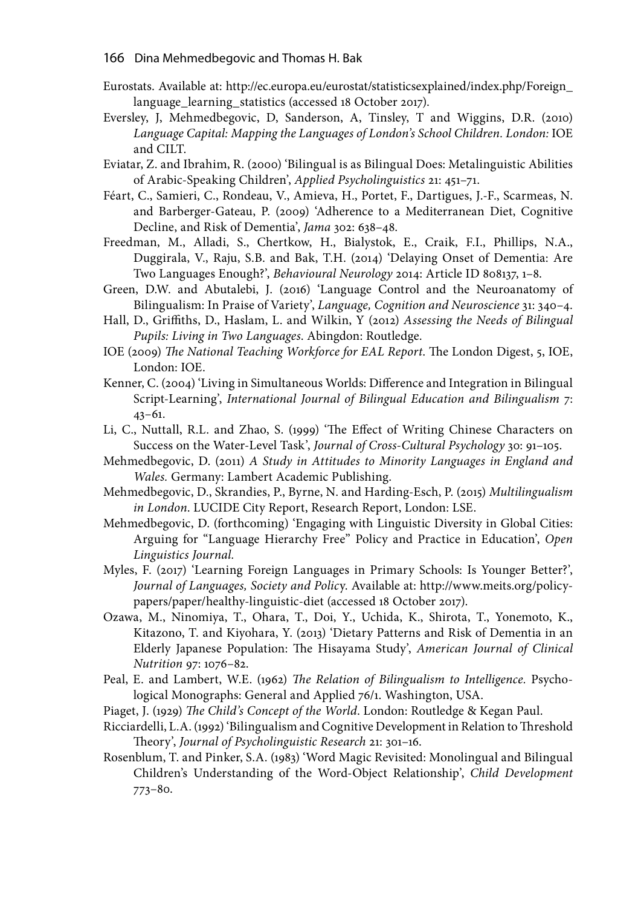Eurostats. Available at: http://ec.europa.eu/eurostat/statisticsexplained/index.php/Foreign_language_learning_statistics (accessed 18 October 2017).

Eversley, J, Mehmedbegovic, D, Sanderson, A, Tinsley, T and Wiggins, D.R. (2010) *Language Capital: Mapping the Languages of London's School Children. London:* IOE and CILT.

Eviatar, Z. and Ibrahim, R. (2000) 'Bilingual is as Bilingual Does: Metalinguistic Abilities of Arabic-Speaking Children', *Applied Psycholinguistics* 21: 451–71.

Féart, C., Samieri, C., Rondeau, V., Amieva, H., Portet, F., Dartigues, J.-F., Scarmeas, N. and Barberger-Gateau, P. (2009) 'Adherence to a Mediterranean Diet, Cognitive Decline, and Risk of Dementia', *Jama* 302: 638–48.

Freedman, M., Alladi, S., Chertkow, H., Bialystok, E., Craik, F.I., Phillips, N.A., Duggirala, V., Raju, S.B. and Bak, T.H. (2014) 'Delaying Onset of Dementia: Are Two Languages Enough?', *Behavioural Neurology* 2014: Article ID 808137, 1–8.

Green, D.W. and Abutalebi, J. (2016) 'Language Control and the Neuroanatomy of Bilingualism: In Praise of Variety', *Language, Cognition and Neuroscience* 31: 340–4.

Hall, D., Griffiths, D., Haslam, L. and Wilkin, Y (2012) *Assessing the Needs of Bilingual Pupils: Living in Two Languages*. Abingdon: Routledge.

IOE (2009) *The National Teaching Workforce for EAL Report*. The London Digest, 5, IOE, London: IOE.

Kenner, C. (2004) 'Living in Simultaneous Worlds: Difference and Integration in Bilingual Script-Learning', *International Journal of Bilingual Education and Bilingualism* 7: 43–61.

Li, C., Nuttall, R.L. and Zhao, S. (1999) 'The Effect of Writing Chinese Characters on Success on the Water-Level Task', *Journal of Cross-Cultural Psychology* 30: 91–105.

Mehmedbegovic, D. (2011) *A Study in Attitudes to Minority Languages in England and Wales*. Germany: Lambert Academic Publishing.

Mehmedbegovic, D., Skrandies, P., Byrne, N. and Harding-Esch, P. (2015) *Multilingualism in London*. LUCIDE City Report, Research Report, London: LSE.

Mehmedbegovic, D. (forthcoming) 'Engaging with Linguistic Diversity in Global Cities: Arguing for "Language Hierarchy Free" Policy and Practice in Education', *Open Linguistics Journal.*

Myles, F. (2017) 'Learning Foreign Languages in Primary Schools: Is Younger Better?', *Journal of Languages, Society and Policy*. Available at: http://www.meits.org/policy-papers/paper/healthy-linguistic-diet (accessed 18 October 2017).

Ozawa, M., Ninomiya, T., Ohara, T., Doi, Y., Uchida, K., Shirota, T., Yonemoto, K., Kitazono, T. and Kiyohara, Y. (2013) 'Dietary Patterns and Risk of Dementia in an Elderly Japanese Population: The Hisayama Study', *American Journal of Clinical Nutrition* 97: 1076–82.

Peal, E. and Lambert, W.E. (1962) *The Relation of Bilingualism to Intelligence*. Psychological Monographs: General and Applied 76/1. Washington, USA.

Piaget, J. (1929) *The Child's Concept of the World*. London: Routledge & Kegan Paul.

Ricciardelli, L.A. (1992) 'Bilingualism and Cognitive Development in Relation to Threshold Theory', *Journal of Psycholinguistic Research* 21: 301–16.

Rosenblum, T. and Pinker, S.A. (1983) 'Word Magic Revisited: Monolingual and Bilingual Children's Understanding of the Word-Object Relationship', *Child Development* 773–80.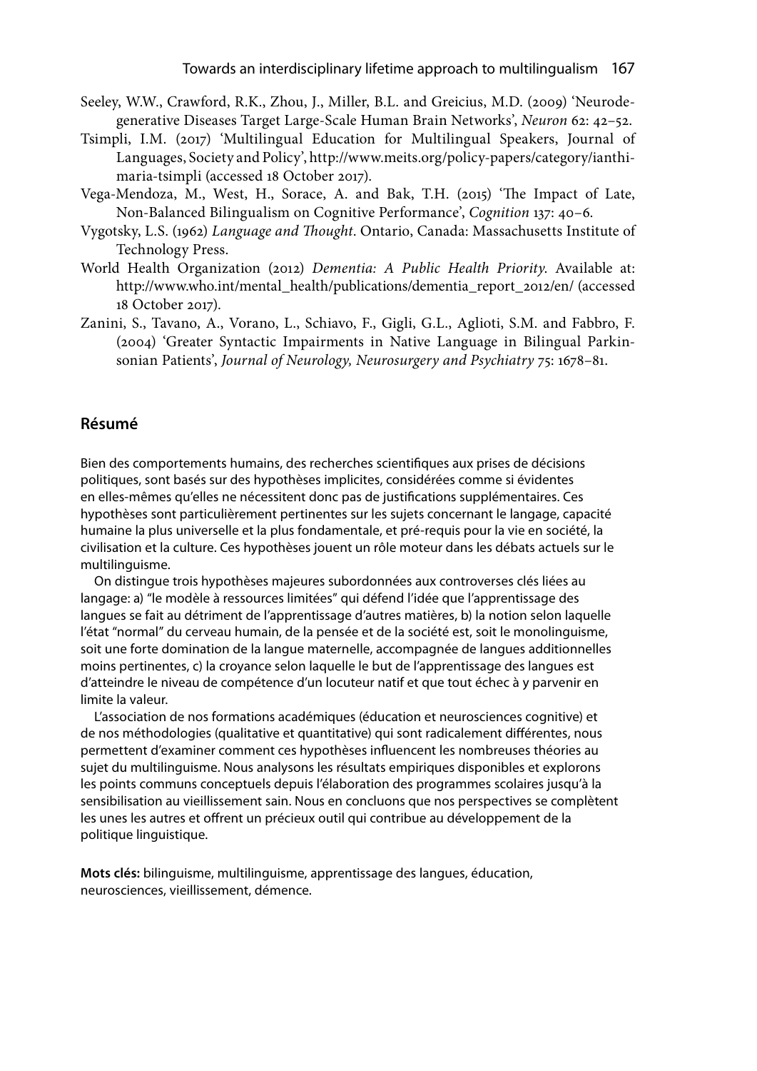Seeley, W.W., Crawford, R.K., Zhou, J., Miller, B.L. and Greicius, M.D. (2009) 'Neurodegenerative Diseases Target Large-Scale Human Brain Networks', *Neuron* 62: 42–52.

Tsimpli, I.M. (2017) 'Multilingual Education for Multilingual Speakers, Journal of Languages, Society and Policy', http://www.meits.org/policy-papers/category/ianthi-maria-tsimpli (accessed 18 October 2017).

Vega-Mendoza, M., West, H., Sorace, A. and Bak, T.H. (2015) 'The Impact of Late, Non-Balanced Bilingualism on Cognitive Performance', *Cognition* 137: 40–6.

Vygotsky, L.S. (1962) *Language and Thought*. Ontario, Canada: Massachusetts Institute of Technology Press.

World Health Organization (2012) *Dementia: A Public Health Priority*. Available at: http://www.who.int/mental_health/publications/dementia_report_2012/en/ (accessed 18 October 2017).

Zanini, S., Tavano, A., Vorano, L., Schiavo, F., Gigli, G.L., Aglioti, S.M. and Fabbro, F. (2004) 'Greater Syntactic Impairments in Native Language in Bilingual Parkinsonian Patients', *Journal of Neurology, Neurosurgery and Psychiatry* 75: 1678–81.

## Résumé

Bien des comportements humains, des recherches scientifiques aux prises de décisions politiques, sont basés sur des hypothèses implicites, considérées comme si évidentes en elles-mêmes qu'elles ne nécessitent donc pas de justifications supplémentaires. Ces hypothèses sont particulièrement pertinentes sur les sujets concernant le langage, capacité humaine la plus universelle et la plus fondamentale, et pré-requis pour la vie en société, la civilisation et la culture. Ces hypothèses jouent un rôle moteur dans les débats actuels sur le multilinguisme.

On distingue trois hypothèses majeures subordonnées aux controverses clés liées au langage: a) "le modèle à ressources limitées" qui défend l'idée que l'apprentissage des langues se fait au détriment de l'apprentissage d'autres matières, b) la notion selon laquelle l'état "normal" du cerveau humain, de la pensée et de la société est, soit le monolinguisme, soit une forte domination de la langue maternelle, accompagnée de langues additionnelles moins pertinentes, c) la croyance selon laquelle le but de l'apprentissage des langues est d'atteindre le niveau de compétence d'un locuteur natif et que tout échec à y parvenir en limite la valeur.

L'association de nos formations académiques (éducation et neurosciences cognitive) et de nos méthodologies (qualitative et quantitative) qui sont radicalement différentes, nous permettent d'examiner comment ces hypothèses influencent les nombreuses théories au sujet du multilinguisme. Nous analysons les résultats empiriques disponibles et explorons les points communs conceptuels depuis l'élaboration des programmes scolaires jusqu'à la sensibilisation au vieillissement sain. Nous en concluons que nos perspectives se complètent les unes les autres et offrent un précieux outil qui contribue au développement de la politique linguistique.

**Mots clés:** bilinguisme, multilinguisme, apprentissage des langues, éducation, neurosciences, vieillissement, démence.